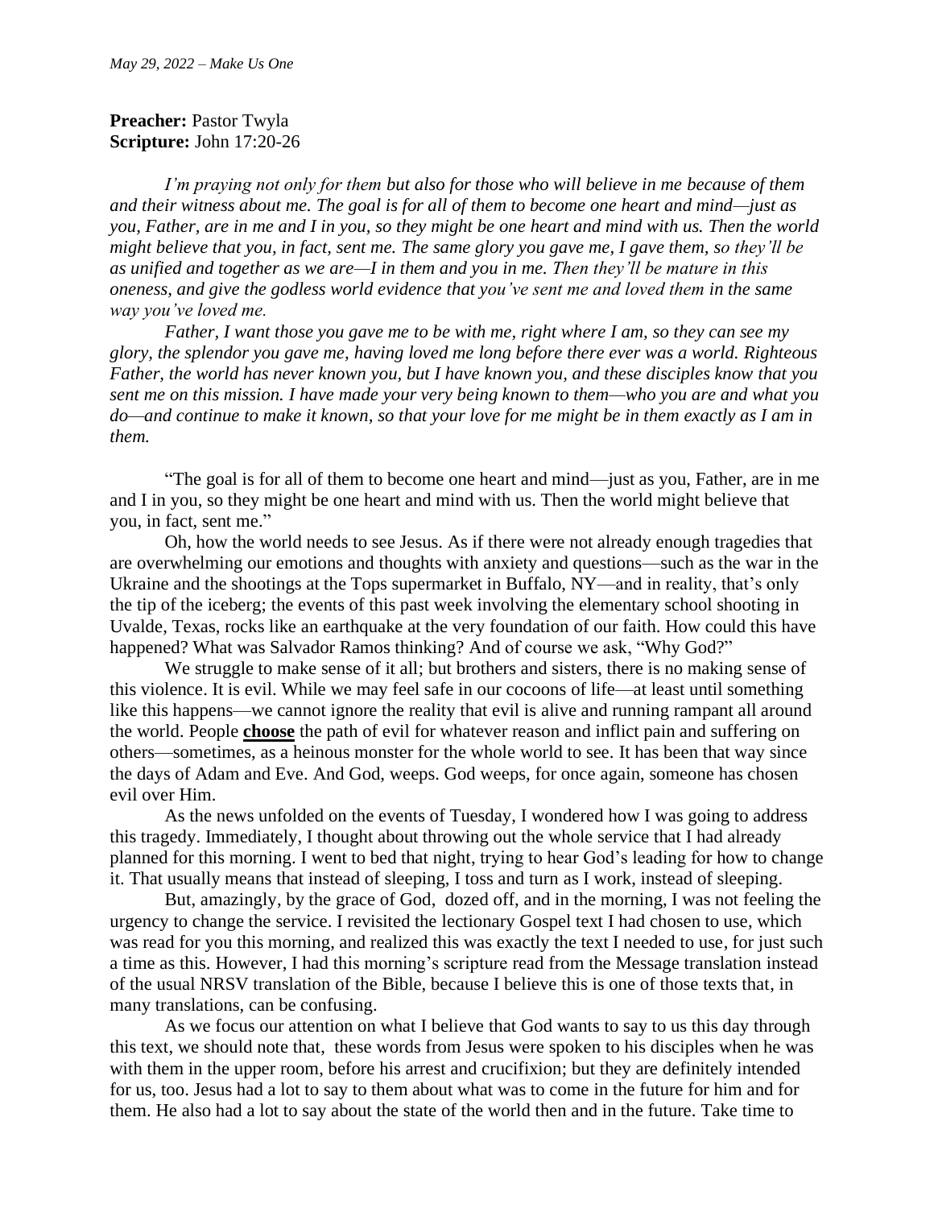*May 29, 2022 – Make Us One*

**Preacher:** Pastor Twyla
**Scripture:** John 17:20-26

*I'm praying not only for them but also for those who will believe in me because of them and their witness about me. The goal is for all of them to become one heart and mind—just as you, Father, are in me and I in you, so they might be one heart and mind with us. Then the world might believe that you, in fact, sent me. The same glory you gave me, I gave them, so they'll be as unified and together as we are—I in them and you in me. Then they'll be mature in this oneness, and give the godless world evidence that you've sent me and loved them in the same way you've loved me.*

*Father, I want those you gave me to be with me, right where I am, so they can see my glory, the splendor you gave me, having loved me long before there ever was a world. Righteous Father, the world has never known you, but I have known you, and these disciples know that you sent me on this mission. I have made your very being known to them—who you are and what you do—and continue to make it known, so that your love for me might be in them exactly as I am in them.*

"The goal is for all of them to become one heart and mind—just as you, Father, are in me and I in you, so they might be one heart and mind with us. Then the world might believe that you, in fact, sent me."

Oh, how the world needs to see Jesus. As if there were not already enough tragedies that are overwhelming our emotions and thoughts with anxiety and questions—such as the war in the Ukraine and the shootings at the Tops supermarket in Buffalo, NY—and in reality, that's only the tip of the iceberg; the events of this past week involving the elementary school shooting in Uvalde, Texas, rocks like an earthquake at the very foundation of our faith. How could this have happened? What was Salvador Ramos thinking? And of course we ask, "Why God?"

We struggle to make sense of it all; but brothers and sisters, there is no making sense of this violence. It is evil. While we may feel safe in our cocoons of life—at least until something like this happens—we cannot ignore the reality that evil is alive and running rampant all around the world. People **choose** the path of evil for whatever reason and inflict pain and suffering on others—sometimes, as a heinous monster for the whole world to see. It has been that way since the days of Adam and Eve. And God, weeps. God weeps, for once again, someone has chosen evil over Him.

As the news unfolded on the events of Tuesday, I wondered how I was going to address this tragedy. Immediately, I thought about throwing out the whole service that I had already planned for this morning. I went to bed that night, trying to hear God's leading for how to change it. That usually means that instead of sleeping, I toss and turn as I work, instead of sleeping.

But, amazingly, by the grace of God, dozed off, and in the morning, I was not feeling the urgency to change the service. I revisited the lectionary Gospel text I had chosen to use, which was read for you this morning, and realized this was exactly the text I needed to use, for just such a time as this. However, I had this morning's scripture read from the Message translation instead of the usual NRSV translation of the Bible, because I believe this is one of those texts that, in many translations, can be confusing.

As we focus our attention on what I believe that God wants to say to us this day through this text, we should note that, these words from Jesus were spoken to his disciples when he was with them in the upper room, before his arrest and crucifixion; but they are definitely intended for us, too. Jesus had a lot to say to them about what was to come in the future for him and for them. He also had a lot to say about the state of the world then and in the future. Take time to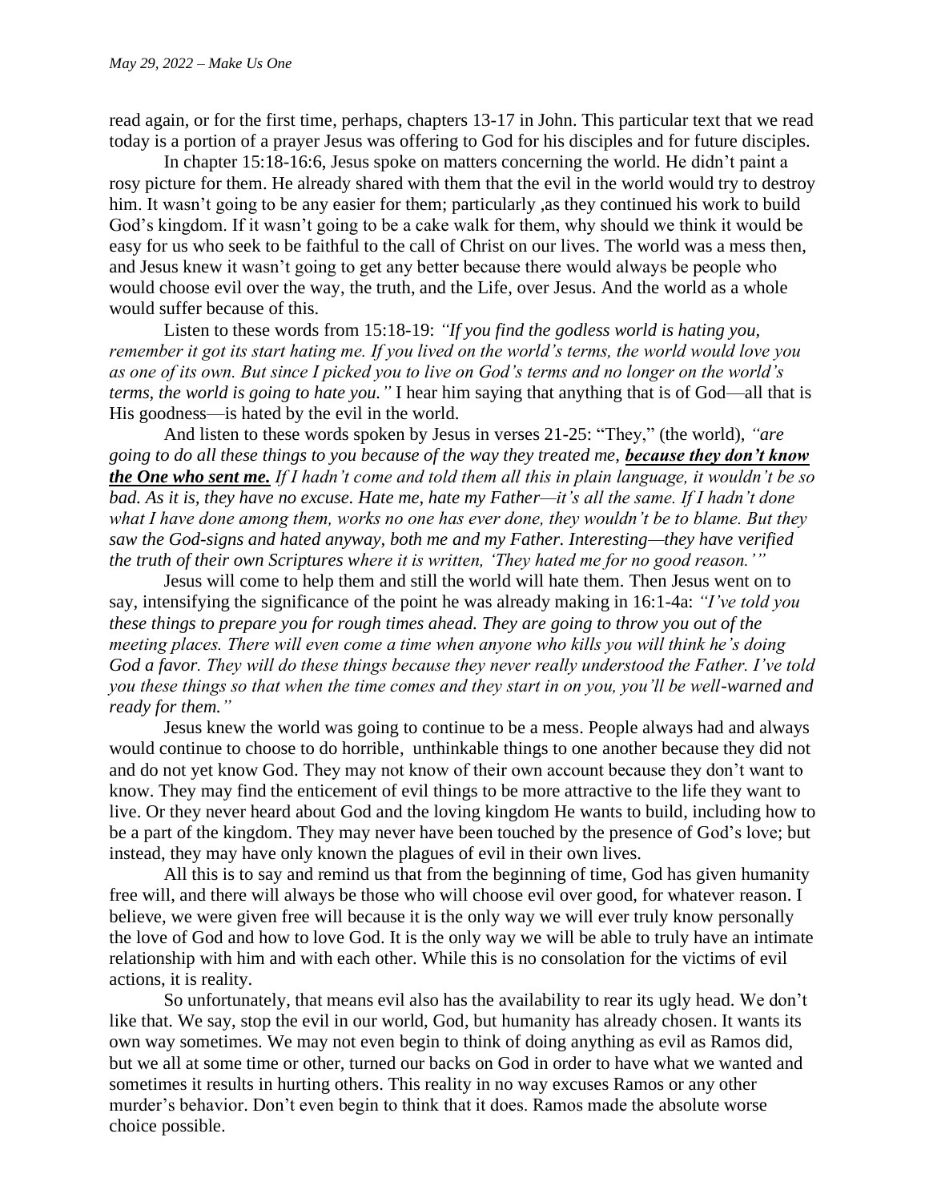read again, or for the first time, perhaps, chapters 13-17 in John. This particular text that we read today is a portion of a prayer Jesus was offering to God for his disciples and for future disciples.

In chapter 15:18-16:6, Jesus spoke on matters concerning the world. He didn't paint a rosy picture for them. He already shared with them that the evil in the world would try to destroy him. It wasn't going to be any easier for them; particularly ,as they continued his work to build God's kingdom. If it wasn't going to be a cake walk for them, why should we think it would be easy for us who seek to be faithful to the call of Christ on our lives. The world was a mess then, and Jesus knew it wasn't going to get any better because there would always be people who would choose evil over the way, the truth, and the Life, over Jesus. And the world as a whole would suffer because of this.

Listen to these words from 15:18-19: *"If you find the godless world is hating you, remember it got its start hating me. If you lived on the world's terms, the world would love you as one of its own. But since I picked you to live on God's terms and no longer on the world's terms, the world is going to hate you."* I hear him saying that anything that is of God—all that is His goodness—is hated by the evil in the world.

And listen to these words spoken by Jesus in verses 21-25: "They," (the world), *"are going to do all these things to you because of the way they treated me,* ***<u>because they don't know the One who sent me.</u>*** *If I hadn't come and told them all this in plain language, it wouldn't be so bad. As it is, they have no excuse. Hate me, hate my Father—it's all the same. If I hadn't done what I have done among them, works no one has ever done, they wouldn't be to blame. But they saw the God-signs and hated anyway, both me and my Father. Interesting—they have verified the truth of their own Scriptures where it is written, 'They hated me for no good reason.'"*

Jesus will come to help them and still the world will hate them. Then Jesus went on to say, intensifying the significance of the point he was already making in 16:1-4a: *"I've told you these things to prepare you for rough times ahead. They are going to throw you out of the meeting places. There will even come a time when anyone who kills you will think he's doing God a favor. They will do these things because they never really understood the Father. I've told you these things so that when the time comes and they start in on you, you'll be well-warned and ready for them."*

Jesus knew the world was going to continue to be a mess. People always had and always would continue to choose to do horrible, unthinkable things to one another because they did not and do not yet know God. They may not know of their own account because they don't want to know. They may find the enticement of evil things to be more attractive to the life they want to live. Or they never heard about God and the loving kingdom He wants to build, including how to be a part of the kingdom. They may never have been touched by the presence of God's love; but instead, they may have only known the plagues of evil in their own lives.

All this is to say and remind us that from the beginning of time, God has given humanity free will, and there will always be those who will choose evil over good, for whatever reason. I believe, we were given free will because it is the only way we will ever truly know personally the love of God and how to love God. It is the only way we will be able to truly have an intimate relationship with him and with each other. While this is no consolation for the victims of evil actions, it is reality.

So unfortunately, that means evil also has the availability to rear its ugly head. We don't like that. We say, stop the evil in our world, God, but humanity has already chosen. It wants its own way sometimes. We may not even begin to think of doing anything as evil as Ramos did, but we all at some time or other, turned our backs on God in order to have what we wanted and sometimes it results in hurting others. This reality in no way excuses Ramos or any other murder's behavior. Don't even begin to think that it does. Ramos made the absolute worse choice possible.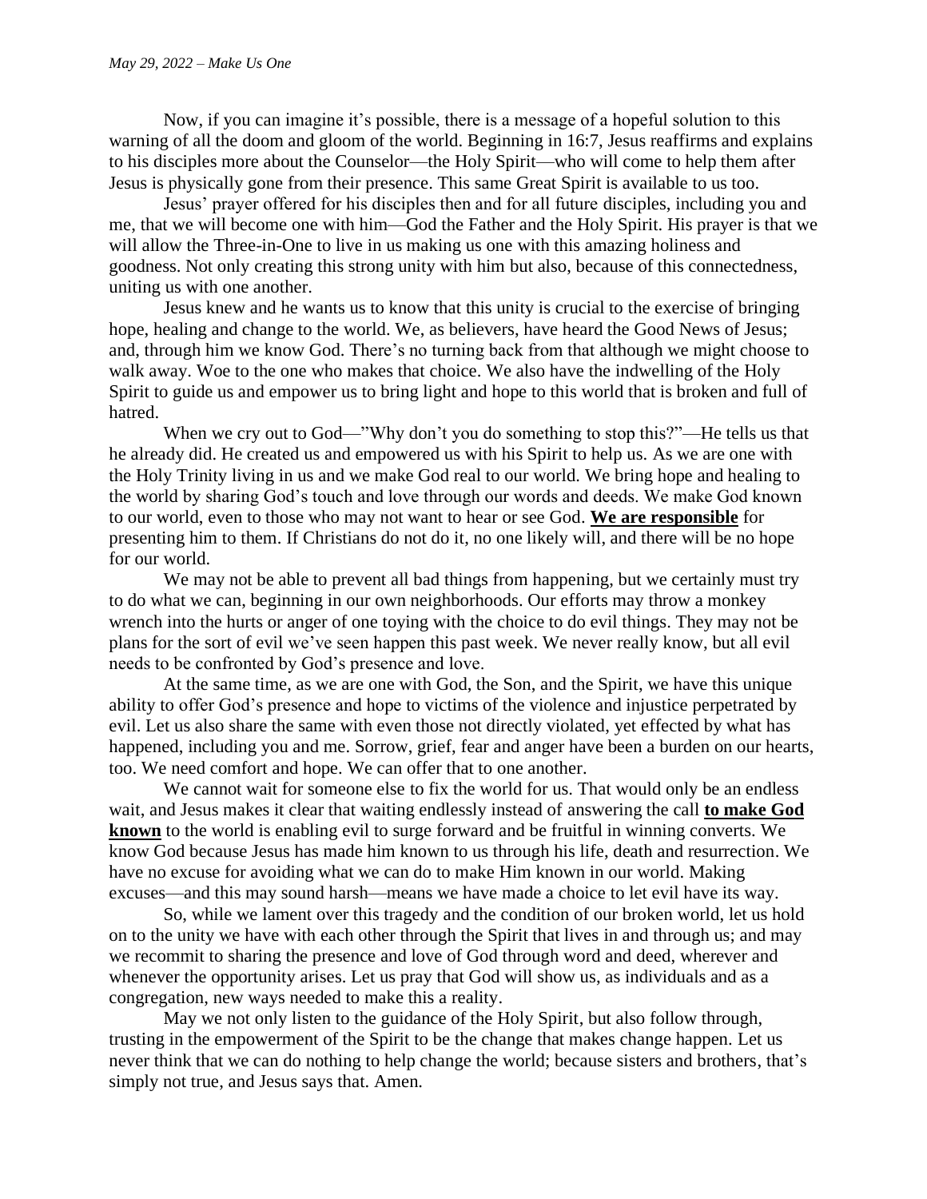Now, if you can imagine it's possible, there is a message of a hopeful solution to this warning of all the doom and gloom of the world. Beginning in 16:7, Jesus reaffirms and explains to his disciples more about the Counselor—the Holy Spirit—who will come to help them after Jesus is physically gone from their presence. This same Great Spirit is available to us too.

Jesus' prayer offered for his disciples then and for all future disciples, including you and me, that we will become one with him—God the Father and the Holy Spirit. His prayer is that we will allow the Three-in-One to live in us making us one with this amazing holiness and goodness. Not only creating this strong unity with him but also, because of this connectedness, uniting us with one another.

Jesus knew and he wants us to know that this unity is crucial to the exercise of bringing hope, healing and change to the world. We, as believers, have heard the Good News of Jesus; and, through him we know God. There's no turning back from that although we might choose to walk away. Woe to the one who makes that choice. We also have the indwelling of the Holy Spirit to guide us and empower us to bring light and hope to this world that is broken and full of hatred.

When we cry out to God—"Why don't you do something to stop this?"—He tells us that he already did. He created us and empowered us with his Spirit to help us. As we are one with the Holy Trinity living in us and we make God real to our world. We bring hope and healing to the world by sharing God's touch and love through our words and deeds. We make God known to our world, even to those who may not want to hear or see God. **We are responsible** for presenting him to them. If Christians do not do it, no one likely will, and there will be no hope for our world.

We may not be able to prevent all bad things from happening, but we certainly must try to do what we can, beginning in our own neighborhoods. Our efforts may throw a monkey wrench into the hurts or anger of one toying with the choice to do evil things. They may not be plans for the sort of evil we've seen happen this past week. We never really know, but all evil needs to be confronted by God's presence and love.

At the same time, as we are one with God, the Son, and the Spirit, we have this unique ability to offer God's presence and hope to victims of the violence and injustice perpetrated by evil. Let us also share the same with even those not directly violated, yet effected by what has happened, including you and me. Sorrow, grief, fear and anger have been a burden on our hearts, too. We need comfort and hope. We can offer that to one another.

We cannot wait for someone else to fix the world for us. That would only be an endless wait, and Jesus makes it clear that waiting endlessly instead of answering the call **to make God known** to the world is enabling evil to surge forward and be fruitful in winning converts. We know God because Jesus has made him known to us through his life, death and resurrection. We have no excuse for avoiding what we can do to make Him known in our world. Making excuses—and this may sound harsh—means we have made a choice to let evil have its way.

So, while we lament over this tragedy and the condition of our broken world, let us hold on to the unity we have with each other through the Spirit that lives in and through us; and may we recommit to sharing the presence and love of God through word and deed, wherever and whenever the opportunity arises. Let us pray that God will show us, as individuals and as a congregation, new ways needed to make this a reality.

May we not only listen to the guidance of the Holy Spirit, but also follow through, trusting in the empowerment of the Spirit to be the change that makes change happen. Let us never think that we can do nothing to help change the world; because sisters and brothers, that's simply not true, and Jesus says that. Amen.